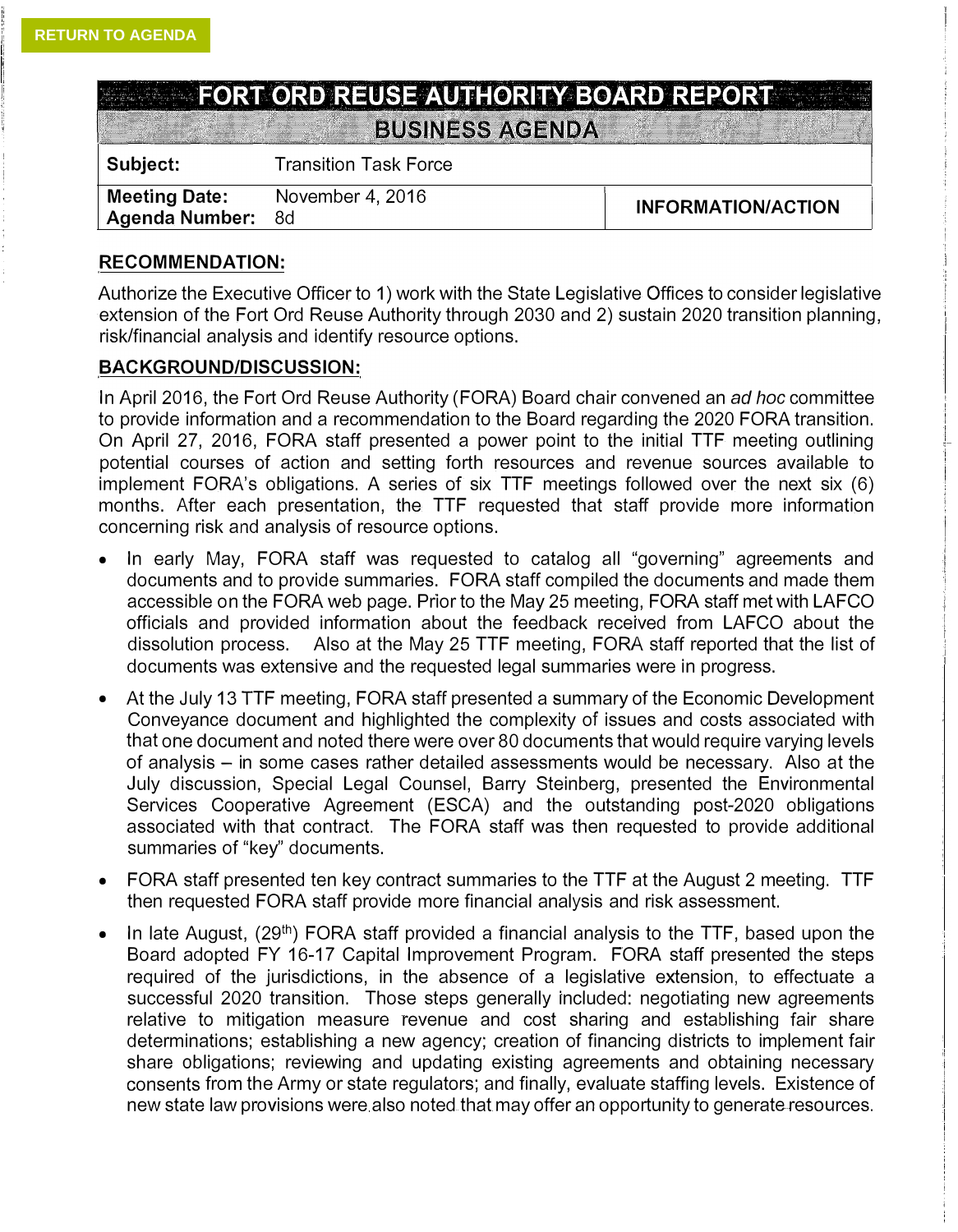RETURN TO AGENDA

# FORT ORD REUSE AUTHORITY BOARD REPORT

## BUSINESS AGENDA

| | | |
|---|---|---|
| **Subject:** | Transition Task Force | |
| **Meeting Date:** | November 4, 2016 | **INFORMATION/ACTION** |
| **Agenda Number:** | 8d | |

**RECOMMENDATION:**

Authorize the Executive Officer to 1) work with the State Legislative Offices to consider legislative extension of the Fort Ord Reuse Authority through 2030 and 2) sustain 2020 transition planning, risk/financial analysis and identify resource options.

**BACKGROUND/DISCUSSION:**

In April 2016, the Fort Ord Reuse Authority (FORA) Board chair convened an *ad hoc* committee to provide information and a recommendation to the Board regarding the 2020 FORA transition. On April 27, 2016, FORA staff presented a power point to the initial TTF meeting outlining potential courses of action and setting forth resources and revenue sources available to implement FORA's obligations. A series of six TTF meetings followed over the next six (6) months. After each presentation, the TTF requested that staff provide more information concerning risk and analysis of resource options.

- In early May, FORA staff was requested to catalog all "governing" agreements and documents and to provide summaries. FORA staff compiled the documents and made them accessible on the FORA web page. Prior to the May 25 meeting, FORA staff met with LAFCO officials and provided information about the feedback received from LAFCO about the dissolution process. Also at the May 25 TTF meeting, FORA staff reported that the list of documents was extensive and the requested legal summaries were in progress.
- At the July 13 TTF meeting, FORA staff presented a summary of the Economic Development Conveyance document and highlighted the complexity of issues and costs associated with that one document and noted there were over 80 documents that would require varying levels of analysis – in some cases rather detailed assessments would be necessary. Also at the July discussion, Special Legal Counsel, Barry Steinberg, presented the Environmental Services Cooperative Agreement (ESCA) and the outstanding post-2020 obligations associated with that contract. The FORA staff was then requested to provide additional summaries of "key" documents.
- FORA staff presented ten key contract summaries to the TTF at the August 2 meeting. TTF then requested FORA staff provide more financial analysis and risk assessment.
- In late August, (29th) FORA staff provided a financial analysis to the TTF, based upon the Board adopted FY 16-17 Capital Improvement Program. FORA staff presented the steps required of the jurisdictions, in the absence of a legislative extension, to effectuate a successful 2020 transition. Those steps generally included: negotiating new agreements relative to mitigation measure revenue and cost sharing and establishing fair share determinations; establishing a new agency; creation of financing districts to implement fair share obligations; reviewing and updating existing agreements and obtaining necessary consents from the Army or state regulators; and finally, evaluate staffing levels. Existence of new state law provisions were also noted that may offer an opportunity to generate resources.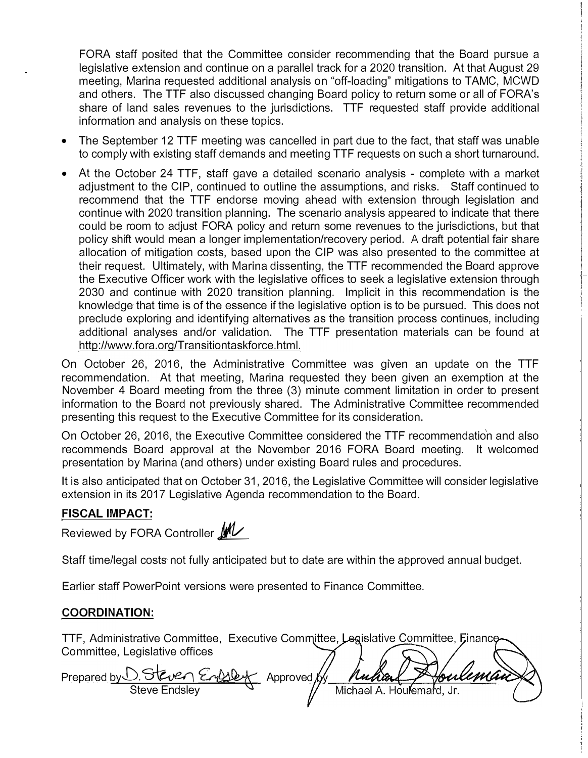FORA staff posited that the Committee consider recommending that the Board pursue a legislative extension and continue on a parallel track for a 2020 transition. At that August 29 meeting, Marina requested additional analysis on "off-loading" mitigations to TAMC, MCWD and others. The TTF also discussed changing Board policy to return some or all of FORA's share of land sales revenues to the jurisdictions. TTF requested staff provide additional information and analysis on these topics.

- The September 12 TTF meeting was cancelled in part due to the fact, that staff was unable to comply with existing staff demands and meeting TTF requests on such a short turnaround.
- At the October 24 TTF, staff gave a detailed scenario analysis - complete with a market adjustment to the CIP, continued to outline the assumptions, and risks. Staff continued to recommend that the TTF endorse moving ahead with extension through legislation and continue with 2020 transition planning. The scenario analysis appeared to indicate that there could be room to adjust FORA policy and return some revenues to the jurisdictions, but that policy shift would mean a longer implementation/recovery period. A draft potential fair share allocation of mitigation costs, based upon the CIP was also presented to the committee at their request. Ultimately, with Marina dissenting, the TTF recommended the Board approve the Executive Officer work with the legislative offices to seek a legislative extension through 2030 and continue with 2020 transition planning. Implicit in this recommendation is the knowledge that time is of the essence if the legislative option is to be pursued. This does not preclude exploring and identifying alternatives as the transition process continues, including additional analyses and/or validation. The TTF presentation materials can be found at http://www.fora.org/Transitiontaskforce.html.

On October 26, 2016, the Administrative Committee was given an update on the TTF recommendation. At that meeting, Marina requested they been given an exemption at the November 4 Board meeting from the three (3) minute comment limitation in order to present information to the Board not previously shared. The Administrative Committee recommended presenting this request to the Executive Committee for its consideration.

On October 26, 2016, the Executive Committee considered the TTF recommendation and also recommends Board approval at the November 2016 FORA Board meeting. It welcomed presentation by Marina (and others) under existing Board rules and procedures.

It is also anticipated that on October 31, 2016, the Legislative Committee will consider legislative extension in its 2017 Legislative Agenda recommendation to the Board.

## FISCAL IMPACT:

Reviewed by FORA Controller

Staff time/legal costs not fully anticipated but to date are within the approved annual budget.

Earlier staff PowerPoint versions were presented to Finance Committee.

## COORDINATION:

TTF, Administrative Committee, Executive Committee, Legislative Committee, Finance Committee, Legislative offices

Prepared by D. Steven Endsley — Steve Endsley

Approved by Michael A. Houlemard, Jr.